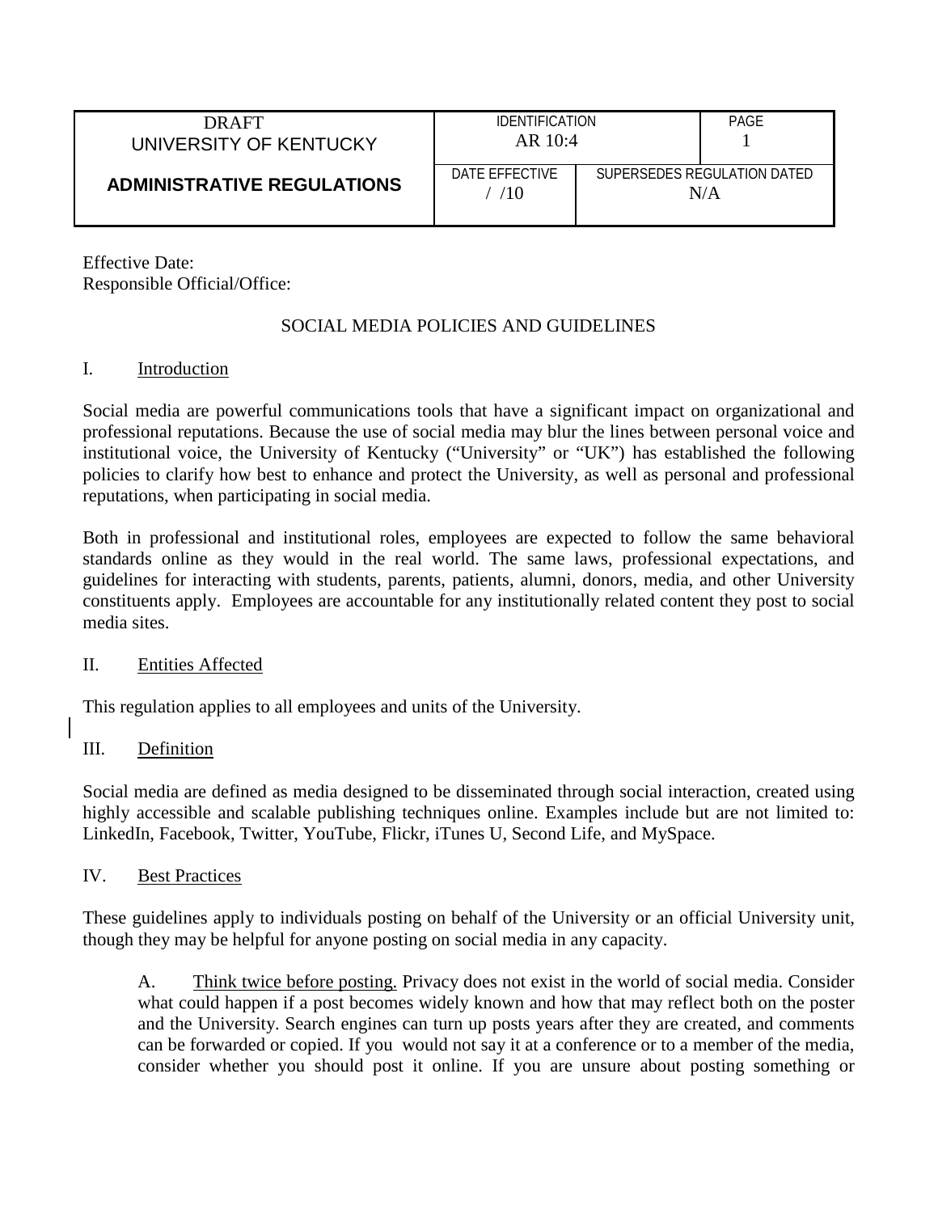| DRAFT<br>UNIVERSITY OF KENTUCKY<br><br>**ADMINISTRATIVE REGULATIONS** | IDENTIFICATION<br>AR 10:4 | | PAGE<br>1 |
|---|---|---|---|
| | DATE EFFECTIVE<br>/ /10 | SUPERSEDES REGULATION DATED<br>N/A | |

Effective Date:
Responsible Official/Office:

## SOCIAL MEDIA POLICIES AND GUIDELINES

### I. Introduction

Social media are powerful communications tools that have a significant impact on organizational and professional reputations. Because the use of social media may blur the lines between personal voice and institutional voice, the University of Kentucky ("University" or "UK") has established the following policies to clarify how best to enhance and protect the University, as well as personal and professional reputations, when participating in social media.

Both in professional and institutional roles, employees are expected to follow the same behavioral standards online as they would in the real world. The same laws, professional expectations, and guidelines for interacting with students, parents, patients, alumni, donors, media, and other University constituents apply. Employees are accountable for any institutionally related content they post to social media sites.

### II. Entities Affected

This regulation applies to all employees and units of the University.

### III. Definition

Social media are defined as media designed to be disseminated through social interaction, created using highly accessible and scalable publishing techniques online. Examples include but are not limited to: LinkedIn, Facebook, Twitter, YouTube, Flickr, iTunes U, Second Life, and MySpace.

### IV. Best Practices

These guidelines apply to individuals posting on behalf of the University or an official University unit, though they may be helpful for anyone posting on social media in any capacity.

A. Think twice before posting. Privacy does not exist in the world of social media. Consider what could happen if a post becomes widely known and how that may reflect both on the poster and the University. Search engines can turn up posts years after they are created, and comments can be forwarded or copied. If you would not say it at a conference or to a member of the media, consider whether you should post it online. If you are unsure about posting something or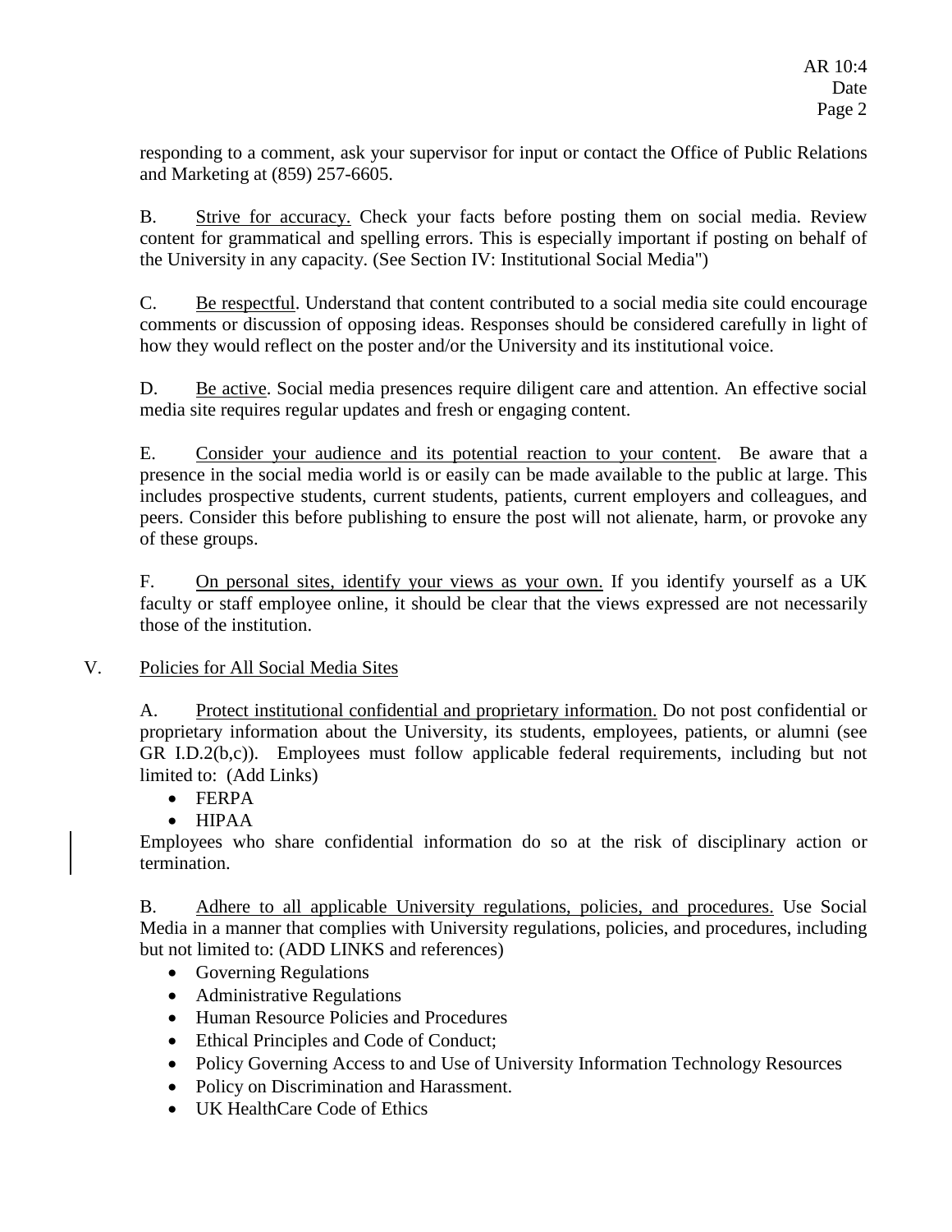responding to a comment, ask your supervisor for input or contact the Office of Public Relations and Marketing at (859) 257-6605.

B. Strive for accuracy. Check your facts before posting them on social media. Review content for grammatical and spelling errors. This is especially important if posting on behalf of the University in any capacity. (See Section IV: Institutional Social Media")

C. Be respectful. Understand that content contributed to a social media site could encourage comments or discussion of opposing ideas. Responses should be considered carefully in light of how they would reflect on the poster and/or the University and its institutional voice.

D. Be active. Social media presences require diligent care and attention. An effective social media site requires regular updates and fresh or engaging content.

E. Consider your audience and its potential reaction to your content. Be aware that a presence in the social media world is or easily can be made available to the public at large. This includes prospective students, current students, patients, current employers and colleagues, and peers. Consider this before publishing to ensure the post will not alienate, harm, or provoke any of these groups.

F. On personal sites, identify your views as your own. If you identify yourself as a UK faculty or staff employee online, it should be clear that the views expressed are not necessarily those of the institution.

## V. Policies for All Social Media Sites

A. Protect institutional confidential and proprietary information. Do not post confidential or proprietary information about the University, its students, employees, patients, or alumni (see GR I.D.2(b,c)). Employees must follow applicable federal requirements, including but not limited to: (Add Links)

- FERPA
- HIPAA

Employees who share confidential information do so at the risk of disciplinary action or termination.

B. Adhere to all applicable University regulations, policies, and procedures. Use Social Media in a manner that complies with University regulations, policies, and procedures, including but not limited to: (ADD LINKS and references)

- Governing Regulations
- Administrative Regulations
- Human Resource Policies and Procedures
- Ethical Principles and Code of Conduct;
- Policy Governing Access to and Use of University Information Technology Resources
- Policy on Discrimination and Harassment.
- UK HealthCare Code of Ethics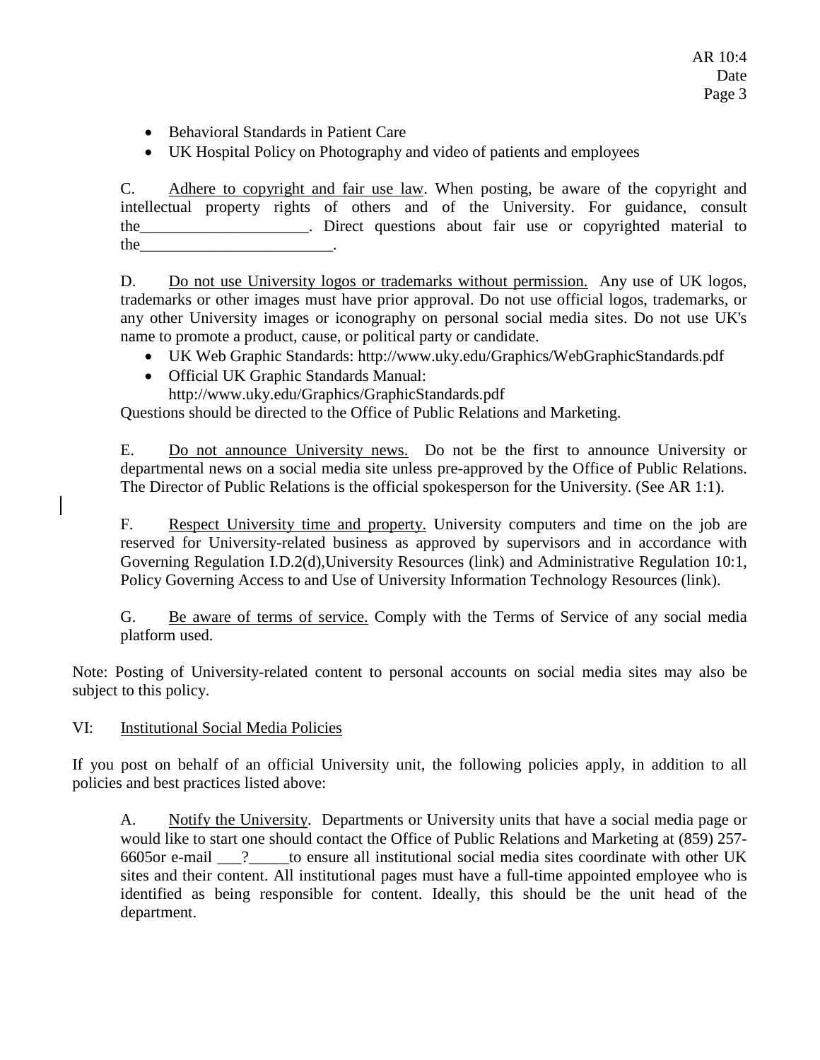- Behavioral Standards in Patient Care
- UK Hospital Policy on Photography and video of patients and employees

C. Adhere to copyright and fair use law. When posting, be aware of the copyright and intellectual property rights of others and of the University. For guidance, consult the_____________________. Direct questions about fair use or copyrighted material to the________________________.

D. Do not use University logos or trademarks without permission. Any use of UK logos, trademarks or other images must have prior approval. Do not use official logos, trademarks, or any other University images or iconography on personal social media sites. Do not use UK's name to promote a product, cause, or political party or candidate.

- UK Web Graphic Standards: http://www.uky.edu/Graphics/WebGraphicStandards.pdf
- Official UK Graphic Standards Manual: http://www.uky.edu/Graphics/GraphicStandards.pdf

Questions should be directed to the Office of Public Relations and Marketing.

E. Do not announce University news. Do not be the first to announce University or departmental news on a social media site unless pre-approved by the Office of Public Relations. The Director of Public Relations is the official spokesperson for the University. (See AR 1:1).

F. Respect University time and property. University computers and time on the job are reserved for University-related business as approved by supervisors and in accordance with Governing Regulation I.D.2(d),University Resources (link) and Administrative Regulation 10:1, Policy Governing Access to and Use of University Information Technology Resources (link).

G. Be aware of terms of service. Comply with the Terms of Service of any social media platform used.

Note: Posting of University-related content to personal accounts on social media sites may also be subject to this policy.

## VI: Institutional Social Media Policies

If you post on behalf of an official University unit, the following policies apply, in addition to all policies and best practices listed above:

A. Notify the University. Departments or University units that have a social media page or would like to start one should contact the Office of Public Relations and Marketing at (859) 257-6605or e-mail ___?_____to ensure all institutional social media sites coordinate with other UK sites and their content. All institutional pages must have a full-time appointed employee who is identified as being responsible for content. Ideally, this should be the unit head of the department.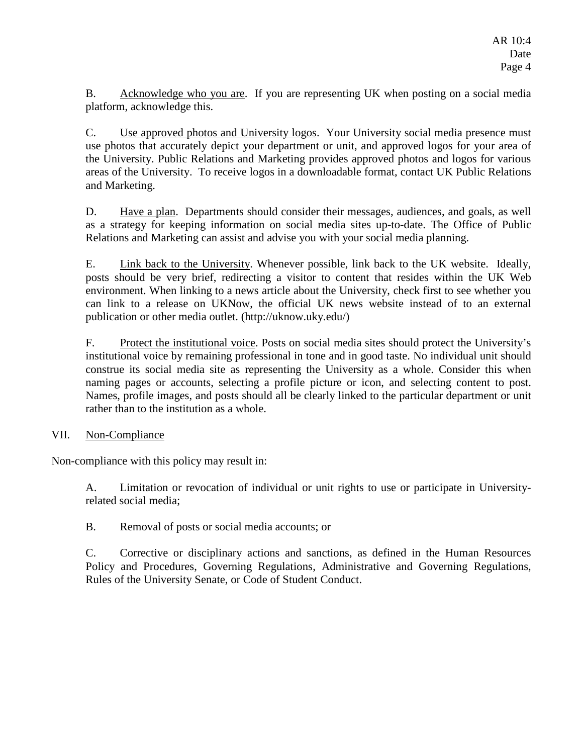B. Acknowledge who you are. If you are representing UK when posting on a social media platform, acknowledge this.

C. Use approved photos and University logos. Your University social media presence must use photos that accurately depict your department or unit, and approved logos for your area of the University. Public Relations and Marketing provides approved photos and logos for various areas of the University. To receive logos in a downloadable format, contact UK Public Relations and Marketing.

D. Have a plan. Departments should consider their messages, audiences, and goals, as well as a strategy for keeping information on social media sites up-to-date. The Office of Public Relations and Marketing can assist and advise you with your social media planning.

E. Link back to the University. Whenever possible, link back to the UK website. Ideally, posts should be very brief, redirecting a visitor to content that resides within the UK Web environment. When linking to a news article about the University, check first to see whether you can link to a release on UKNow, the official UK news website instead of to an external publication or other media outlet. (http://uknow.uky.edu/)

F. Protect the institutional voice. Posts on social media sites should protect the University's institutional voice by remaining professional in tone and in good taste. No individual unit should construe its social media site as representing the University as a whole. Consider this when naming pages or accounts, selecting a profile picture or icon, and selecting content to post. Names, profile images, and posts should all be clearly linked to the particular department or unit rather than to the institution as a whole.

## VII. Non-Compliance

Non-compliance with this policy may result in:

A. Limitation or revocation of individual or unit rights to use or participate in University-related social media;

B. Removal of posts or social media accounts; or

C. Corrective or disciplinary actions and sanctions, as defined in the Human Resources Policy and Procedures, Governing Regulations, Administrative and Governing Regulations, Rules of the University Senate, or Code of Student Conduct.